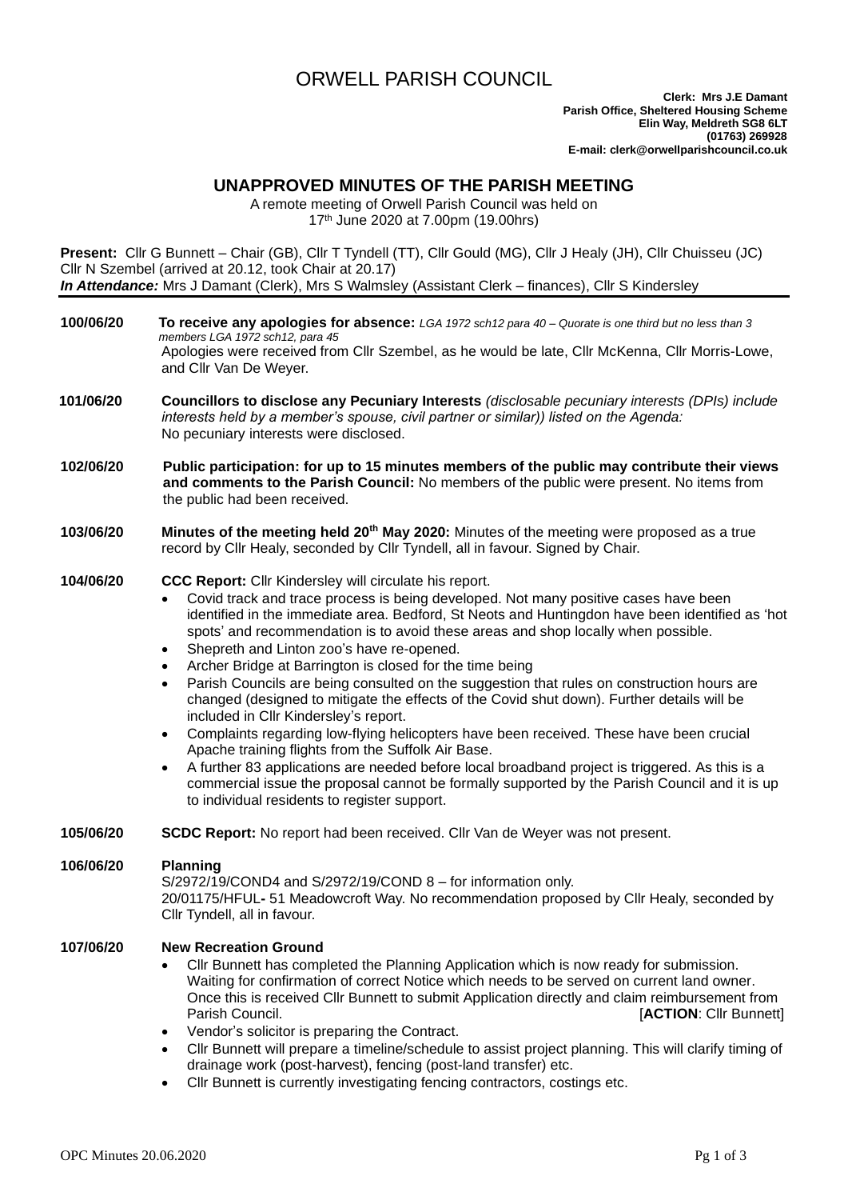# ORWELL PARISH COUNCIL

**Clerk: Mrs J.E Damant**
**Parish Office, Sheltered Housing Scheme**
**Elin Way, Meldreth SG8 6LT**
**(01763) 269928**
**E-mail: clerk@orwellparishcouncil.co.uk**

## UNAPPROVED MINUTES OF THE PARISH MEETING

A remote meeting of Orwell Parish Council was held on
17th June 2020 at 7.00pm (19.00hrs)

**Present:** Cllr G Bunnett – Chair (GB), Cllr T Tyndell (TT), Cllr Gould (MG), Cllr J Healy (JH), Cllr Chuisseu (JC) Cllr N Szembel (arrived at 20.12, took Chair at 20.17)
***In Attendance:*** Mrs J Damant (Clerk), Mrs S Walmsley (Assistant Clerk – finances), Cllr S Kindersley

**100/06/20** **To receive any apologies for absence:** *LGA 1972 sch12 para 40 – Quorate is one third but no less than 3 members LGA 1972 sch12, para 45*
Apologies were received from Cllr Szembel, as he would be late, Cllr McKenna, Cllr Morris-Lowe, and Cllr Van De Weyer.

**101/06/20** **Councillors to disclose any Pecuniary Interests** *(disclosable pecuniary interests (DPIs) include interests held by a member's spouse, civil partner or similar)) listed on the Agenda:*
No pecuniary interests were disclosed.

**102/06/20** **Public participation: for up to 15 minutes members of the public may contribute their views and comments to the Parish Council:** No members of the public were present. No items from the public had been received.

**103/06/20** **Minutes of the meeting held 20th May 2020:** Minutes of the meeting were proposed as a true record by Cllr Healy, seconded by Cllr Tyndell, all in favour. Signed by Chair.

**104/06/20** **CCC Report:** Cllr Kindersley will circulate his report.

- Covid track and trace process is being developed. Not many positive cases have been identified in the immediate area. Bedford, St Neots and Huntingdon have been identified as 'hot spots' and recommendation is to avoid these areas and shop locally when possible.
- Shepreth and Linton zoo's have re-opened.
- Archer Bridge at Barrington is closed for the time being
- Parish Councils are being consulted on the suggestion that rules on construction hours are changed (designed to mitigate the effects of the Covid shut down). Further details will be included in Cllr Kindersley's report.
- Complaints regarding low-flying helicopters have been received. These have been crucial Apache training flights from the Suffolk Air Base.
- A further 83 applications are needed before local broadband project is triggered. As this is a commercial issue the proposal cannot be formally supported by the Parish Council and it is up to individual residents to register support.

**105/06/20** **SCDC Report:** No report had been received. Cllr Van de Weyer was not present.

**106/06/20** **Planning**
S/2972/19/COND4 and S/2972/19/COND 8 – for information only.
20/01175/HFUL**-** 51 Meadowcroft Way. No recommendation proposed by Cllr Healy, seconded by Cllr Tyndell, all in favour.

**107/06/20** **New Recreation Ground**

- Cllr Bunnett has completed the Planning Application which is now ready for submission. Waiting for confirmation of correct Notice which needs to be served on current land owner. Once this is received Cllr Bunnett to submit Application directly and claim reimbursement from Parish Council. [**ACTION**: Cllr Bunnett]
- Vendor's solicitor is preparing the Contract.
- Cllr Bunnett will prepare a timeline/schedule to assist project planning. This will clarify timing of drainage work (post-harvest), fencing (post-land transfer) etc.
- Cllr Bunnett is currently investigating fencing contractors, costings etc.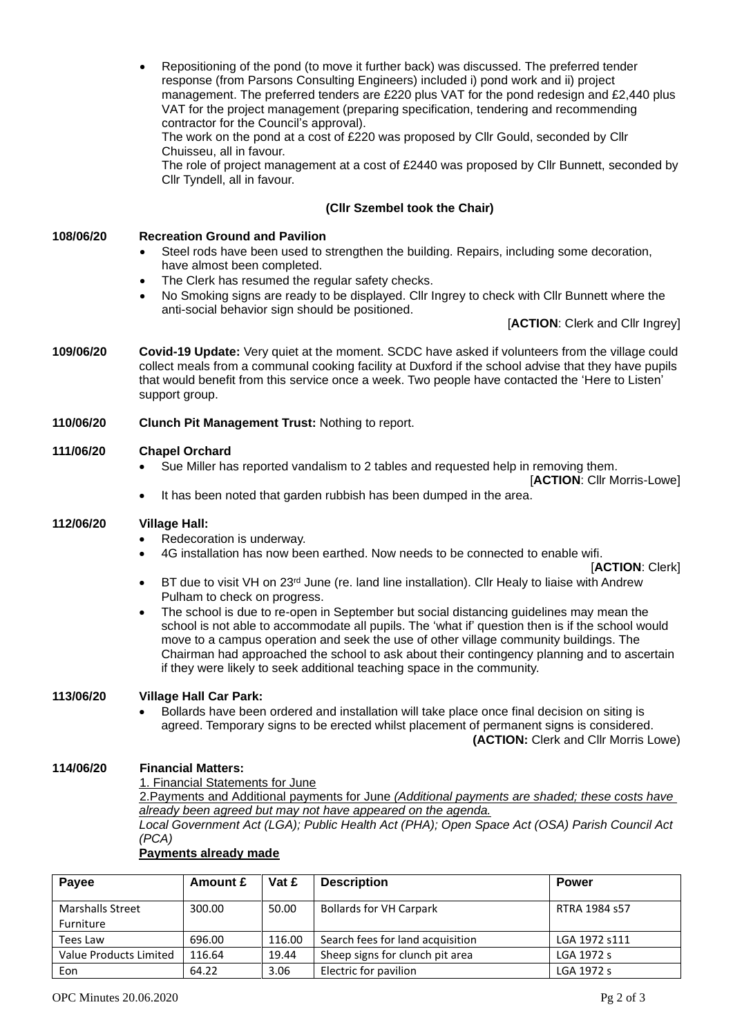- Repositioning of the pond (to move it further back) was discussed. The preferred tender response (from Parsons Consulting Engineers) included i) pond work and ii) project management. The preferred tenders are £220 plus VAT for the pond redesign and £2,440 plus VAT for the project management (preparing specification, tendering and recommending contractor for the Council's approval).
  The work on the pond at a cost of £220 was proposed by Cllr Gould, seconded by Cllr Chuisseu, all in favour.
  The role of project management at a cost of £2440 was proposed by Cllr Bunnett, seconded by Cllr Tyndell, all in favour.

**(Cllr Szembel took the Chair)**

**108/06/20 Recreation Ground and Pavilion**

- Steel rods have been used to strengthen the building. Repairs, including some decoration, have almost been completed.
- The Clerk has resumed the regular safety checks.
- No Smoking signs are ready to be displayed. Cllr Ingrey to check with Cllr Bunnett where the anti-social behavior sign should be positioned.

[**ACTION**: Clerk and Cllr Ingrey]

**109/06/20 Covid-19 Update:** Very quiet at the moment. SCDC have asked if volunteers from the village could collect meals from a communal cooking facility at Duxford if the school advise that they have pupils that would benefit from this service once a week. Two people have contacted the 'Here to Listen' support group.

**110/06/20 Clunch Pit Management Trust:** Nothing to report.

**111/06/20 Chapel Orchard**

- Sue Miller has reported vandalism to 2 tables and requested help in removing them.

[**ACTION**: Cllr Morris-Lowe]

- It has been noted that garden rubbish has been dumped in the area.

**112/06/20 Village Hall:**

- Redecoration is underway.
- 4G installation has now been earthed. Now needs to be connected to enable wifi.

[**ACTION**: Clerk]

- BT due to visit VH on 23rd June (re. land line installation). Cllr Healy to liaise with Andrew Pulham to check on progress.
- The school is due to re-open in September but social distancing guidelines may mean the school is not able to accommodate all pupils. The 'what if' question then is if the school would move to a campus operation and seek the use of other village community buildings. The Chairman had approached the school to ask about their contingency planning and to ascertain if they were likely to seek additional teaching space in the community.

**113/06/20 Village Hall Car Park:**

- Bollards have been ordered and installation will take place once final decision on siting is agreed. Temporary signs to be erected whilst placement of permanent signs is considered.

**(ACTION:** Clerk and Cllr Morris Lowe)

**114/06/20 Financial Matters:**

1. Financial Statements for June

2.Payments and Additional payments for June *(Additional payments are shaded; these costs have already been agreed but may not have appeared on the agenda.*

*Local Government Act (LGA); Public Health Act (PHA); Open Space Act (OSA) Parish Council Act (PCA)*

**Payments already made**

| Payee | Amount £ | Vat £ | Description | Power |
|---|---|---|---|---|
| Marshalls Street Furniture | 300.00 | 50.00 | Bollards for VH Carpark | RTRA 1984 s57 |
| Tees Law | 696.00 | 116.00 | Search fees for land acquisition | LGA 1972 s111 |
| Value Products Limited | 116.64 | 19.44 | Sheep signs for clunch pit area | LGA 1972 s |
| Eon | 64.22 | 3.06 | Electric for pavilion | LGA 1972 s |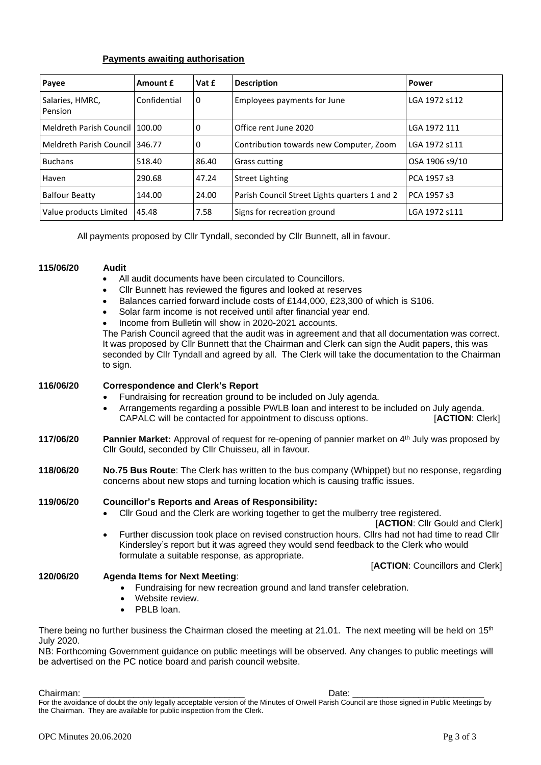**Payments awaiting authorisation**

| Payee | Amount £ | Vat £ | Description | Power |
|---|---|---|---|---|
| Salaries, HMRC, Pension | Confidential | 0 | Employees payments for June | LGA 1972 s112 |
| Meldreth Parish Council | 100.00 | 0 | Office rent June 2020 | LGA 1972 111 |
| Meldreth Parish Council | 346.77 | 0 | Contribution towards new Computer, Zoom | LGA 1972 s111 |
| Buchans | 518.40 | 86.40 | Grass cutting | OSA 1906 s9/10 |
| Haven | 290.68 | 47.24 | Street Lighting | PCA 1957 s3 |
| Balfour Beatty | 144.00 | 24.00 | Parish Council Street Lights quarters 1 and 2 | PCA 1957 s3 |
| Value products Limited | 45.48 | 7.58 | Signs for recreation ground | LGA 1972 s111 |

All payments proposed by Cllr Tyndall, seconded by Cllr Bunnett, all in favour.

**115/06/20 Audit**

- All audit documents have been circulated to Councillors.
- Cllr Bunnett has reviewed the figures and looked at reserves
- Balances carried forward include costs of £144,000, £23,300 of which is S106.
- Solar farm income is not received until after financial year end.
- Income from Bulletin will show in 2020-2021 accounts.

The Parish Council agreed that the audit was in agreement and that all documentation was correct. It was proposed by Cllr Bunnett that the Chairman and Clerk can sign the Audit papers, this was seconded by Cllr Tyndall and agreed by all. The Clerk will take the documentation to the Chairman to sign.

**116/06/20 Correspondence and Clerk's Report**

- Fundraising for recreation ground to be included on July agenda.
- Arrangements regarding a possible PWLB loan and interest to be included on July agenda. CAPALC will be contacted for appointment to discuss options. [**ACTION**: Clerk]

**117/06/20** **Pannier Market:** Approval of request for re-opening of pannier market on 4th July was proposed by Cllr Gould, seconded by Cllr Chuisseu, all in favour.

**118/06/20** **No.75 Bus Route**: The Clerk has written to the bus company (Whippet) but no response, regarding concerns about new stops and turning location which is causing traffic issues.

**119/06/20 Councillor's Reports and Areas of Responsibility:**

- Cllr Goud and the Clerk are working together to get the mulberry tree registered. [**ACTION**: Cllr Gould and Clerk]
- Further discussion took place on revised construction hours. Cllrs had not had time to read Cllr Kindersley's report but it was agreed they would send feedback to the Clerk who would formulate a suitable response, as appropriate. [**ACTION**: Councillors and Clerk]

**120/06/20 Agenda Items for Next Meeting**:

- Fundraising for new recreation ground and land transfer celebration.
- Website review.
- PBLB loan.

There being no further business the Chairman closed the meeting at 21.01. The next meeting will be held on 15th July 2020.

NB: Forthcoming Government guidance on public meetings will be observed. Any changes to public meetings will be advertised on the PC notice board and parish council website.

Chairman: ________________________________ Date: __________________________

For the avoidance of doubt the only legally acceptable version of the Minutes of Orwell Parish Council are those signed in Public Meetings by the Chairman. They are available for public inspection from the Clerk.